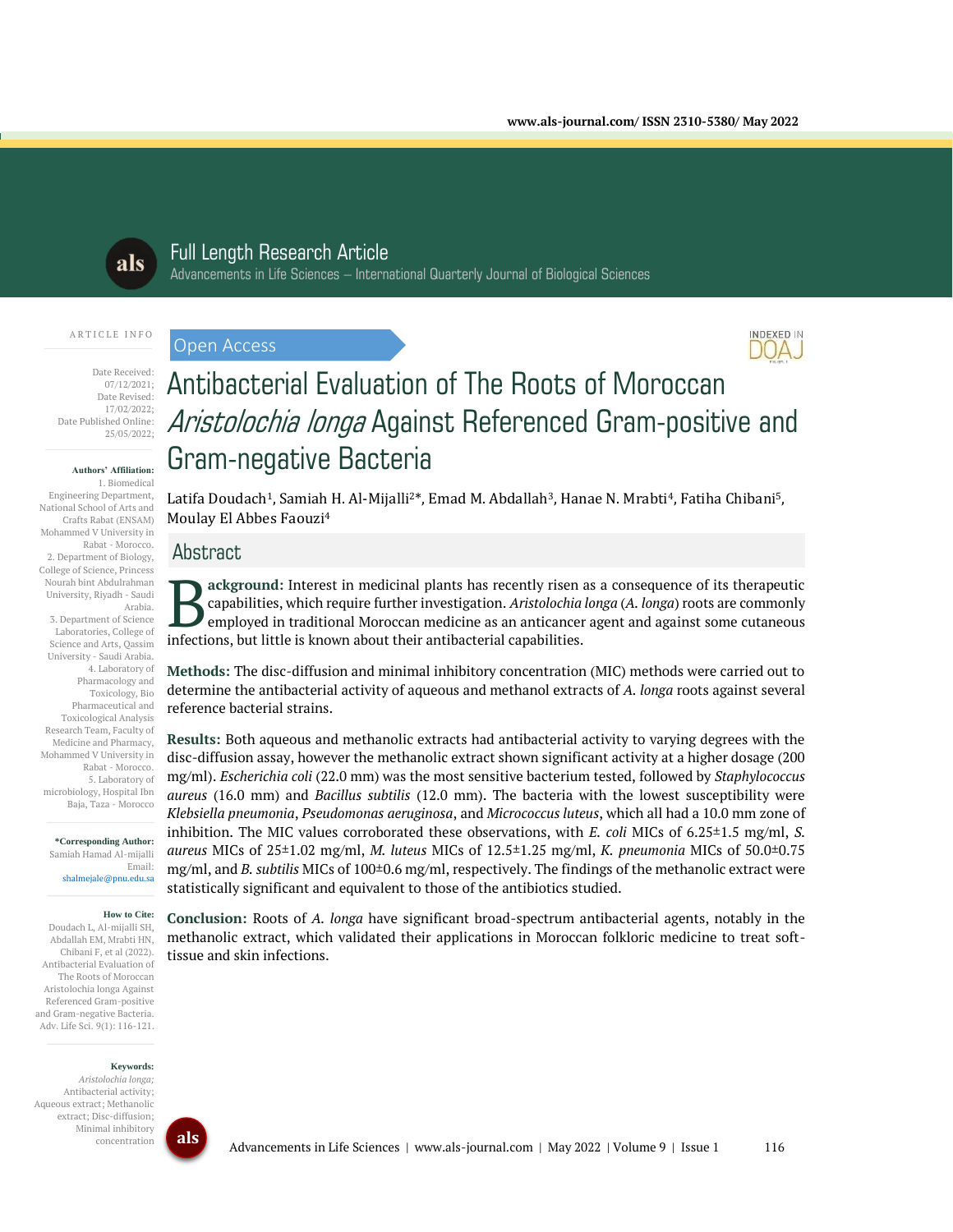Full Length Research Article

Advancements in Life Sciences – International Quarterly Journal of Biological Sciences

ARTICLE INFO

Date Received: 07/12/2021;
Date Revised: 17/02/2022;
Date Published Online: 25/05/2022;

**Authors' Affiliation:**
1. Biomedical Engineering Department, National School of Arts and Crafts Rabat (ENSAM) Mohammed V University in Rabat - Morocco.
2. Department of Biology, College of Science, Princess Nourah bint Abdulrahman University, Riyadh - Saudi Arabia.
3. Department of Science Laboratories, College of Science and Arts, Qassim University - Saudi Arabia.
4. Laboratory of Pharmacology and Toxicology, Bio Pharmaceutical and Toxicological Analysis Research Team, Faculty of Medicine and Pharmacy, Mohammed V University in Rabat - Morocco.
5. Laboratory of microbiology, Hospital Ibn Baja, Taza - Morocco

**\*Corresponding Author:**
Samiah Hamad Al-mijalli
Email: shalmejale@pnu.edu.sa

**How to Cite:**
Doudach L, Al-mijalli SH, Abdallah EM, Mrabti HN, Chibani F, et al (2022). Antibacterial Evaluation of The Roots of Moroccan Aristolochia longa Against Referenced Gram-positive and Gram-negative Bacteria. Adv. Life Sci. 9(1): 116-121.

**Keywords:**
*Aristolochia longa*; Antibacterial activity; Aqueous extract; Methanolic extract; Disc-diffusion; Minimal inhibitory concentration

Open Access

# Antibacterial Evaluation of The Roots of Moroccan *Aristolochia longa* Against Referenced Gram-positive and Gram-negative Bacteria

Latifa Doudach[1], Samiah H. Al-Mijalli[2]\*, Emad M. Abdallah[3], Hanae N. Mrabti[4], Fatiha Chibani[5], Moulay El Abbes Faouzi[4]

## Abstract

**Background:** Interest in medicinal plants has recently risen as a consequence of its therapeutic capabilities, which require further investigation. *Aristolochia longa* (*A. longa*) roots are commonly employed in traditional Moroccan medicine as an anticancer agent and against some cutaneous infections, but little is known about their antibacterial capabilities.

**Methods:** The disc-diffusion and minimal inhibitory concentration (MIC) methods were carried out to determine the antibacterial activity of aqueous and methanol extracts of *A. longa* roots against several reference bacterial strains.

**Results:** Both aqueous and methanolic extracts had antibacterial activity to varying degrees with the disc-diffusion assay, however the methanolic extract shown significant activity at a higher dosage (200 mg/ml). *Escherichia coli* (22.0 mm) was the most sensitive bacterium tested, followed by *Staphylococcus aureus* (16.0 mm) and *Bacillus subtilis* (12.0 mm). The bacteria with the lowest susceptibility were *Klebsiella pneumonia*, *Pseudomonas aeruginosa*, and *Micrococcus luteus*, which all had a 10.0 mm zone of inhibition. The MIC values corroborated these observations, with *E. coli* MICs of 6.25±1.5 mg/ml, *S. aureus* MICs of 25±1.02 mg/ml, *M. luteus* MICs of 12.5±1.25 mg/ml, *K. pneumonia* MICs of 50.0±0.75 mg/ml, and *B. subtilis* MICs of 100±0.6 mg/ml, respectively. The findings of the methanolic extract were statistically significant and equivalent to those of the antibiotics studied.

**Conclusion:** Roots of *A. longa* have significant broad-spectrum antibacterial agents, notably in the methanolic extract, which validated their applications in Moroccan folkloric medicine to treat soft-tissue and skin infections.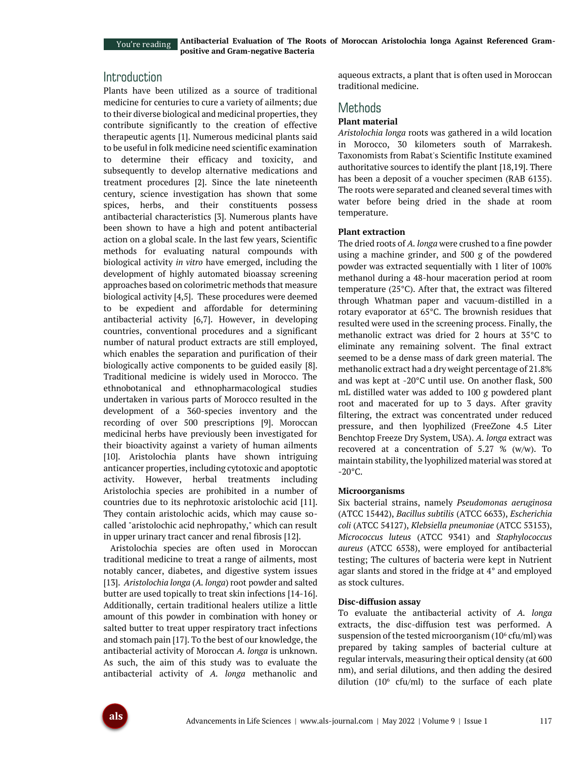## Introduction

Plants have been utilized as a source of traditional medicine for centuries to cure a variety of ailments; due to their diverse biological and medicinal properties, they contribute significantly to the creation of effective therapeutic agents [1]. Numerous medicinal plants said to be useful in folk medicine need scientific examination to determine their efficacy and toxicity, and subsequently to develop alternative medications and treatment procedures [2]. Since the late nineteenth century, science investigation has shown that some spices, herbs, and their constituents possess antibacterial characteristics [3]. Numerous plants have been shown to have a high and potent antibacterial action on a global scale. In the last few years, Scientific methods for evaluating natural compounds with biological activity *in vitro* have emerged, including the development of highly automated bioassay screening approaches based on colorimetric methods that measure biological activity [4,5]. These procedures were deemed to be expedient and affordable for determining antibacterial activity [6,7]. However, in developing countries, conventional procedures and a significant number of natural product extracts are still employed, which enables the separation and purification of their biologically active components to be guided easily [8]. Traditional medicine is widely used in Morocco. The ethnobotanical and ethnopharmacological studies undertaken in various parts of Morocco resulted in the development of a 360-species inventory and the recording of over 500 prescriptions [9]. Moroccan medicinal herbs have previously been investigated for their bioactivity against a variety of human ailments [10]. Aristolochia plants have shown intriguing anticancer properties, including cytotoxic and apoptotic activity. However, herbal treatments including Aristolochia species are prohibited in a number of countries due to its nephrotoxic aristolochic acid [11]. They contain aristolochic acids, which may cause so-called "aristolochic acid nephropathy," which can result in upper urinary tract cancer and renal fibrosis [12].

Aristolochia species are often used in Moroccan traditional medicine to treat a range of ailments, most notably cancer, diabetes, and digestive system issues [13]. *Aristolochia longa* (*A. longa*) root powder and salted butter are used topically to treat skin infections [14-16]. Additionally, certain traditional healers utilize a little amount of this powder in combination with honey or salted butter to treat upper respiratory tract infections and stomach pain [17]. To the best of our knowledge, the antibacterial activity of Moroccan *A. longa* is unknown. As such, the aim of this study was to evaluate the antibacterial activity of *A. longa* methanolic and aqueous extracts, a plant that is often used in Moroccan traditional medicine.

## Methods

**Plant material**

*Aristolochia longa* roots was gathered in a wild location in Morocco, 30 kilometers south of Marrakesh. Taxonomists from Rabat's Scientific Institute examined authoritative sources to identify the plant [18,19]. There has been a deposit of a voucher specimen (RAB 6135). The roots were separated and cleaned several times with water before being dried in the shade at room temperature.

**Plant extraction**

The dried roots of *A. longa* were crushed to a fine powder using a machine grinder, and 500 g of the powdered powder was extracted sequentially with 1 liter of 100% methanol during a 48-hour maceration period at room temperature (25°C). After that, the extract was filtered through Whatman paper and vacuum-distilled in a rotary evaporator at 65°C. The brownish residues that resulted were used in the screening process. Finally, the methanolic extract was dried for 2 hours at 35°C to eliminate any remaining solvent. The final extract seemed to be a dense mass of dark green material. The methanolic extract had a dry weight percentage of 21.8% and was kept at -20°C until use. On another flask, 500 mL distilled water was added to 100 g powdered plant root and macerated for up to 3 days. After gravity filtering, the extract was concentrated under reduced pressure, and then lyophilized (FreeZone 4.5 Liter Benchtop Freeze Dry System, USA). *A. longa* extract was recovered at a concentration of 5.27 % (w/w). To maintain stability, the lyophilized material was stored at -20°C.

**Microorganisms**

Six bacterial strains, namely *Pseudomonas aeruginosa* (ATCC 15442), *Bacillus subtilis* (ATCC 6633), *Escherichia coli* (ATCC 54127), *Klebsiella pneumoniae* (ATCC 53153), *Micrococcus luteus* (ATCC 9341) and *Staphylococcus aureus* (ATCC 6538), were employed for antibacterial testing; The cultures of bacteria were kept in Nutrient agar slants and stored in the fridge at 4° and employed as stock cultures.

**Disc-diffusion assay**

To evaluate the antibacterial activity of *A. longa* extracts, the disc-diffusion test was performed. A suspension of the tested microorganism ($10^6$ cfu/ml) was prepared by taking samples of bacterial culture at regular intervals, measuring their optical density (at 600 nm), and serial dilutions, and then adding the desired dilution ($10^6$ cfu/ml) to the surface of each plate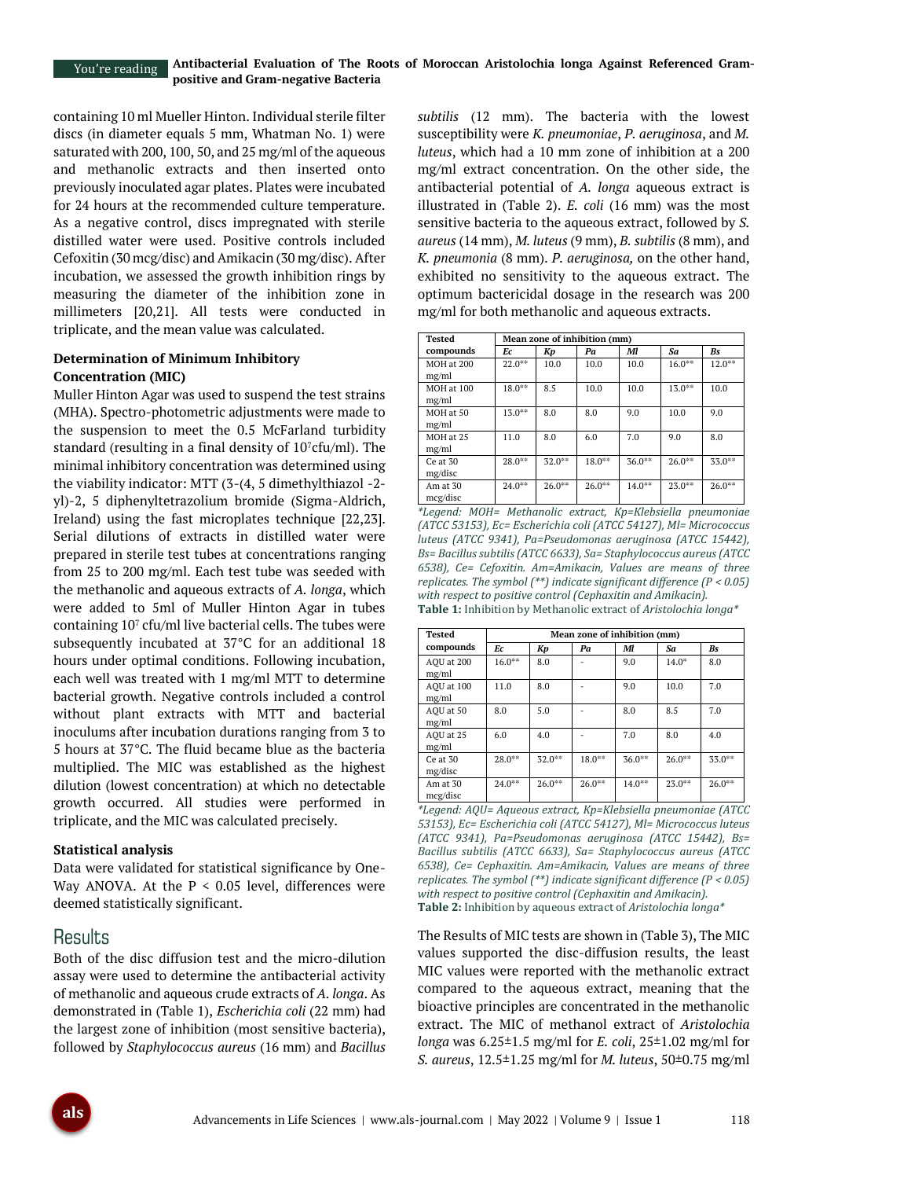containing 10 ml Mueller Hinton. Individual sterile filter discs (in diameter equals 5 mm, Whatman No. 1) were saturated with 200, 100, 50, and 25 mg/ml of the aqueous and methanolic extracts and then inserted onto previously inoculated agar plates. Plates were incubated for 24 hours at the recommended culture temperature. As a negative control, discs impregnated with sterile distilled water were used. Positive controls included Cefoxitin (30 mcg/disc) and Amikacin (30 mg/disc). After incubation, we assessed the growth inhibition rings by measuring the diameter of the inhibition zone in millimeters [20,21]. All tests were conducted in triplicate, and the mean value was calculated.

### Determination of Minimum Inhibitory Concentration (MIC)

Muller Hinton Agar was used to suspend the test strains (MHA). Spectro-photometric adjustments were made to the suspension to meet the 0.5 McFarland turbidity standard (resulting in a final density of $10^7$cfu/ml). The minimal inhibitory concentration was determined using the viability indicator: MTT (3-(4, 5 dimethylthiazol -2-yl)-2, 5 diphenyltetrazolium bromide (Sigma-Aldrich, Ireland) using the fast microplates technique [22,23]. Serial dilutions of extracts in distilled water were prepared in sterile test tubes at concentrations ranging from 25 to 200 mg/ml. Each test tube was seeded with the methanolic and aqueous extracts of *A. longa*, which were added to 5ml of Muller Hinton Agar in tubes containing $10^7$ cfu/ml live bacterial cells. The tubes were subsequently incubated at 37°C for an additional 18 hours under optimal conditions. Following incubation, each well was treated with 1 mg/ml MTT to determine bacterial growth. Negative controls included a control without plant extracts with MTT and bacterial inoculums after incubation durations ranging from 3 to 5 hours at 37°C. The fluid became blue as the bacteria multiplied. The MIC was established as the highest dilution (lowest concentration) at which no detectable growth occurred. All studies were performed in triplicate, and the MIC was calculated precisely.

### Statistical analysis

Data were validated for statistical significance by One-Way ANOVA. At the P < 0.05 level, differences were deemed statistically significant.

## Results

Both of the disc diffusion test and the micro-dilution assay were used to determine the antibacterial activity of methanolic and aqueous crude extracts of *A. longa*. As demonstrated in (Table 1), *Escherichia coli* (22 mm) had the largest zone of inhibition (most sensitive bacteria), followed by *Staphylococcus aureus* (16 mm) and *Bacillus subtilis* (12 mm). The bacteria with the lowest susceptibility were *K. pneumoniae*, *P. aeruginosa*, and *M. luteus*, which had a 10 mm zone of inhibition at a 200 mg/ml extract concentration. On the other side, the antibacterial potential of *A. longa* aqueous extract is illustrated in (Table 2). *E. coli* (16 mm) was the most sensitive bacteria to the aqueous extract, followed by *S. aureus* (14 mm), *M. luteus* (9 mm), *B. subtilis* (8 mm), and *K. pneumonia* (8 mm). *P. aeruginosa,* on the other hand, exhibited no sensitivity to the aqueous extract. The optimum bactericidal dosage in the research was 200 mg/ml for both methanolic and aqueous extracts.

| Tested compounds | Mean zone of inhibition (mm) | | | | | |
|---|---|---|---|---|---|---|
| | *Ec* | *Kp* | *Pa* | *Ml* | *Sa* | *Bs* |
| MOH at 200 mg/ml | 22.0** | 10.0 | 10.0 | 10.0 | 16.0** | 12.0** |
| MOH at 100 mg/ml | 18.0** | 8.5 | 10.0 | 10.0 | 13.0** | 10.0 |
| MOH at 50 mg/ml | 13.0** | 8.0 | 8.0 | 9.0 | 10.0 | 9.0 |
| MOH at 25 mg/ml | 11.0 | 8.0 | 6.0 | 7.0 | 9.0 | 8.0 |
| Ce at 30 mg/disc | 28.0** | 32.0** | 18.0** | 36.0** | 26.0** | 33.0** |
| Am at 30 mcg/disc | 24.0** | 26.0** | 26.0** | 14.0** | 23.0** | 26.0** |

*\*Legend: MOH= Methanolic extract, Kp=Klebsiella pneumoniae (ATCC 53153), Ec= Escherichia coli (ATCC 54127), Ml= Micrococcus luteus (ATCC 9341), Pa=Pseudomonas aeruginosa (ATCC 15442), Bs= Bacillus subtilis (ATCC 6633), Sa= Staphylococcus aureus (ATCC 6538), Ce= Cefoxitin. Am=Amikacin, Values are means of three replicates. The symbol (\*\*) indicate significant difference (P < 0.05) with respect to positive control (Cephaxitin and Amikacin).*

**Table 1:** Inhibition by Methanolic extract of *Aristolochia longa\**

| Tested compounds | Mean zone of inhibition (mm) | | | | | |
|---|---|---|---|---|---|---|
| | *Ec* | *Kp* | *Pa* | *Ml* | *Sa* | *Bs* |
| AQU at 200 mg/ml | 16.0** | 8.0 | - | 9.0 | 14.0* | 8.0 |
| AQU at 100 mg/ml | 11.0 | 8.0 | - | 9.0 | 10.0 | 7.0 |
| AQU at 50 mg/ml | 8.0 | 5.0 | - | 8.0 | 8.5 | 7.0 |
| AQU at 25 mg/ml | 6.0 | 4.0 | - | 7.0 | 8.0 | 4.0 |
| Ce at 30 mg/disc | 28.0** | 32.0** | 18.0** | 36.0** | 26.0** | 33.0** |
| Am at 30 mcg/disc | 24.0** | 26.0** | 26.0** | 14.0** | 23.0** | 26.0** |

*\*Legend: AQU= Aqueous extract, Kp=Klebsiella pneumoniae (ATCC 53153), Ec= Escherichia coli (ATCC 54127), Ml= Micrococcus luteus (ATCC 9341), Pa=Pseudomonas aeruginosa (ATCC 15442), Bs= Bacillus subtilis (ATCC 6633), Sa= Staphylococcus aureus (ATCC 6538), Ce= Cephaxitin. Am=Amikacin, Values are means of three replicates. The symbol (\*\*) indicate significant difference (P < 0.05) with respect to positive control (Cephaxitin and Amikacin).*

**Table 2:** Inhibition by aqueous extract of *Aristolochia longa\**

The Results of MIC tests are shown in (Table 3), The MIC values supported the disc-diffusion results, the least MIC values were reported with the methanolic extract compared to the aqueous extract, meaning that the bioactive principles are concentrated in the methanolic extract. The MIC of methanol extract of *Aristolochia longa* was 6.25±1.5 mg/ml for *E. coli*, 25±1.02 mg/ml for *S. aureus*, 12.5±1.25 mg/ml for *M. luteus*, 50±0.75 mg/ml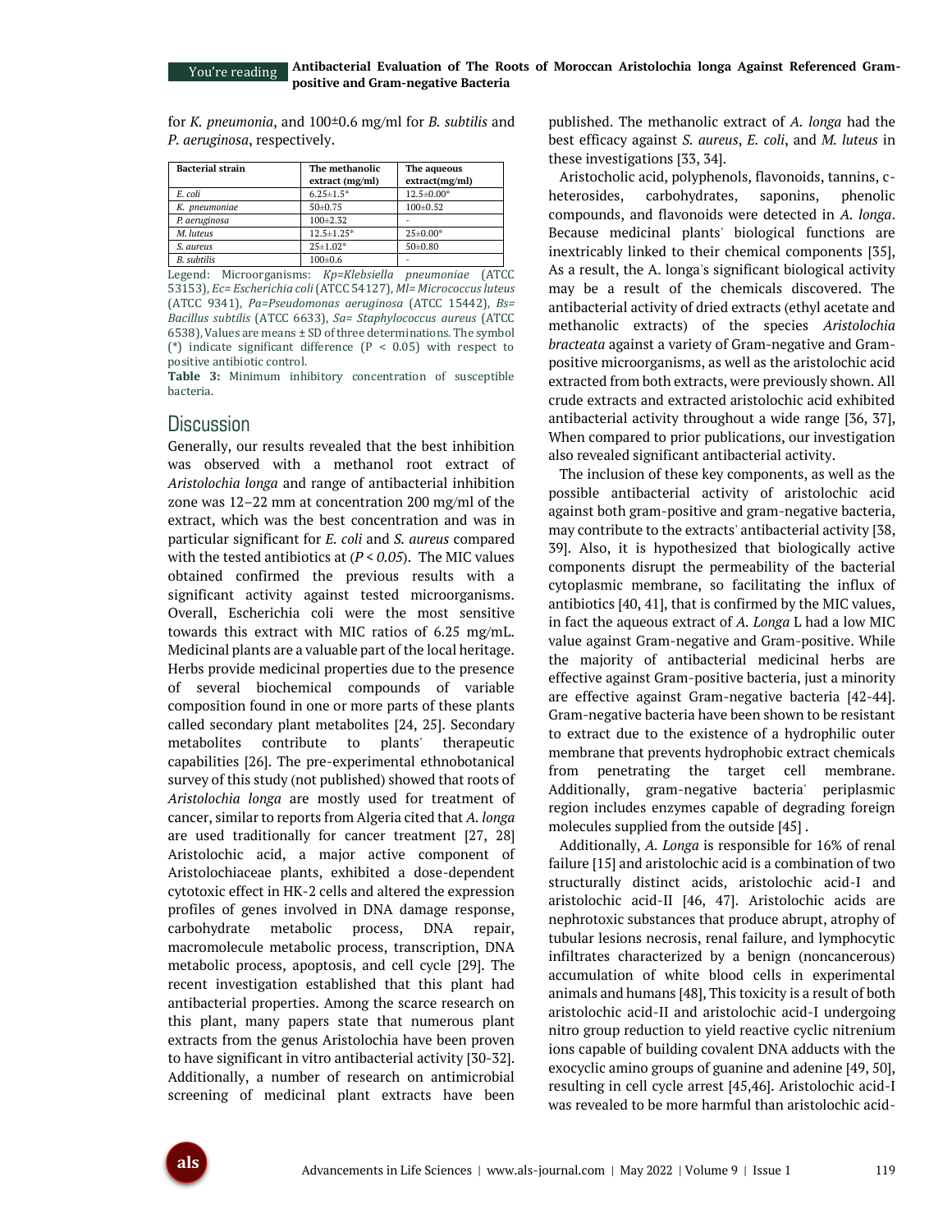for *K. pneumonia*, and 100±0.6 mg/ml for *B. subtilis* and *P. aeruginosa*, respectively.

| Bacterial strain | The methanolic extract (mg/ml) | The aqueous extract(mg/ml) |
|---|---|---|
| *E. coli* | 6.25±1.5* | 12.5±0.00* |
| *K. pneumoniae* | 50±0.75 | 100±0.52 |
| *P. aeruginosa* | 100±2.32 | - |
| *M. luteus* | 12.5±1.25* | 25±0.00* |
| *S. aureus* | 25±1.02* | 50±0.80 |
| *B. subtilis* | 100±0.6 | - |

Legend: Microorganisms: *Kp=Klebsiella pneumoniae* (ATCC 53153), *Ec= Escherichia coli* (ATCC 54127), *Ml= Micrococcus luteus* (ATCC 9341), *Pa=Pseudomonas aeruginosa* (ATCC 15442), *Bs= Bacillus subtilis* (ATCC 6633), *Sa= Staphylococcus aureus* (ATCC 6538), Values are means ± SD of three determinations. The symbol (*) indicate significant difference (P < 0.05) with respect to positive antibiotic control.

**Table 3:** Minimum inhibitory concentration of susceptible bacteria.

## Discussion

Generally, our results revealed that the best inhibition was observed with a methanol root extract of *Aristolochia longa* and range of antibacterial inhibition zone was 12–22 mm at concentration 200 mg/ml of the extract, which was the best concentration and was in particular significant for *E. coli* and *S. aureus* compared with the tested antibiotics at ($P < 0.05$). The MIC values obtained confirmed the previous results with a significant activity against tested microorganisms. Overall, Escherichia coli were the most sensitive towards this extract with MIC ratios of 6.25 mg/mL. Medicinal plants are a valuable part of the local heritage. Herbs provide medicinal properties due to the presence of several biochemical compounds of variable composition found in one or more parts of these plants called secondary plant metabolites [24, 25]. Secondary metabolites contribute to plants' therapeutic capabilities [26]. The pre-experimental ethnobotanical survey of this study (not published) showed that roots of *Aristolochia longa* are mostly used for treatment of cancer, similar to reports from Algeria cited that *A. longa* are used traditionally for cancer treatment [27, 28] Aristolochic acid, a major active component of Aristolochiaceae plants, exhibited a dose-dependent cytotoxic effect in HK-2 cells and altered the expression profiles of genes involved in DNA damage response, carbohydrate metabolic process, DNA repair, macromolecule metabolic process, transcription, DNA metabolic process, apoptosis, and cell cycle [29]. The recent investigation established that this plant had antibacterial properties. Among the scarce research on this plant, many papers state that numerous plant extracts from the genus Aristolochia have been proven to have significant in vitro antibacterial activity [30-32]. Additionally, a number of research on antimicrobial screening of medicinal plant extracts have been published. The methanolic extract of *A. longa* had the best efficacy against *S. aureus*, *E. coli*, and *M. luteus* in these investigations [33, 34].

Aristocholic acid, polyphenols, flavonoids, tannins, c-heterosides, carbohydrates, saponins, phenolic compounds, and flavonoids were detected in *A. longa*. Because medicinal plants' biological functions are inextricably linked to their chemical components [35], As a result, the A. longa's significant biological activity may be a result of the chemicals discovered. The antibacterial activity of dried extracts (ethyl acetate and methanolic extracts) of the species *Aristolochia bracteata* against a variety of Gram-negative and Gram-positive microorganisms, as well as the aristolochic acid extracted from both extracts, were previously shown. All crude extracts and extracted aristolochic acid exhibited antibacterial activity throughout a wide range [36, 37], When compared to prior publications, our investigation also revealed significant antibacterial activity.

The inclusion of these key components, as well as the possible antibacterial activity of aristolochic acid against both gram-positive and gram-negative bacteria, may contribute to the extracts' antibacterial activity [38, 39]. Also, it is hypothesized that biologically active components disrupt the permeability of the bacterial cytoplasmic membrane, so facilitating the influx of antibiotics [40, 41], that is confirmed by the MIC values, in fact the aqueous extract of *A. Longa* L had a low MIC value against Gram-negative and Gram-positive. While the majority of antibacterial medicinal herbs are effective against Gram-positive bacteria, just a minority are effective against Gram-negative bacteria [42-44]. Gram-negative bacteria have been shown to be resistant to extract due to the existence of a hydrophilic outer membrane that prevents hydrophobic extract chemicals from penetrating the target cell membrane. Additionally, gram-negative bacteria' periplasmic region includes enzymes capable of degrading foreign molecules supplied from the outside [45] .

Additionally, *A. Longa* is responsible for 16% of renal failure [15] and aristolochic acid is a combination of two structurally distinct acids, aristolochic acid-I and aristolochic acid-II [46, 47]. Aristolochic acids are nephrotoxic substances that produce abrupt, atrophy of tubular lesions necrosis, renal failure, and lymphocytic infiltrates characterized by a benign (noncancerous) accumulation of white blood cells in experimental animals and humans [48], This toxicity is a result of both aristolochic acid-II and aristolochic acid-I undergoing nitro group reduction to yield reactive cyclic nitrenium ions capable of building covalent DNA adducts with the exocyclic amino groups of guanine and adenine [49, 50], resulting in cell cycle arrest [45,46]. Aristolochic acid-I was revealed to be more harmful than aristolochic acid-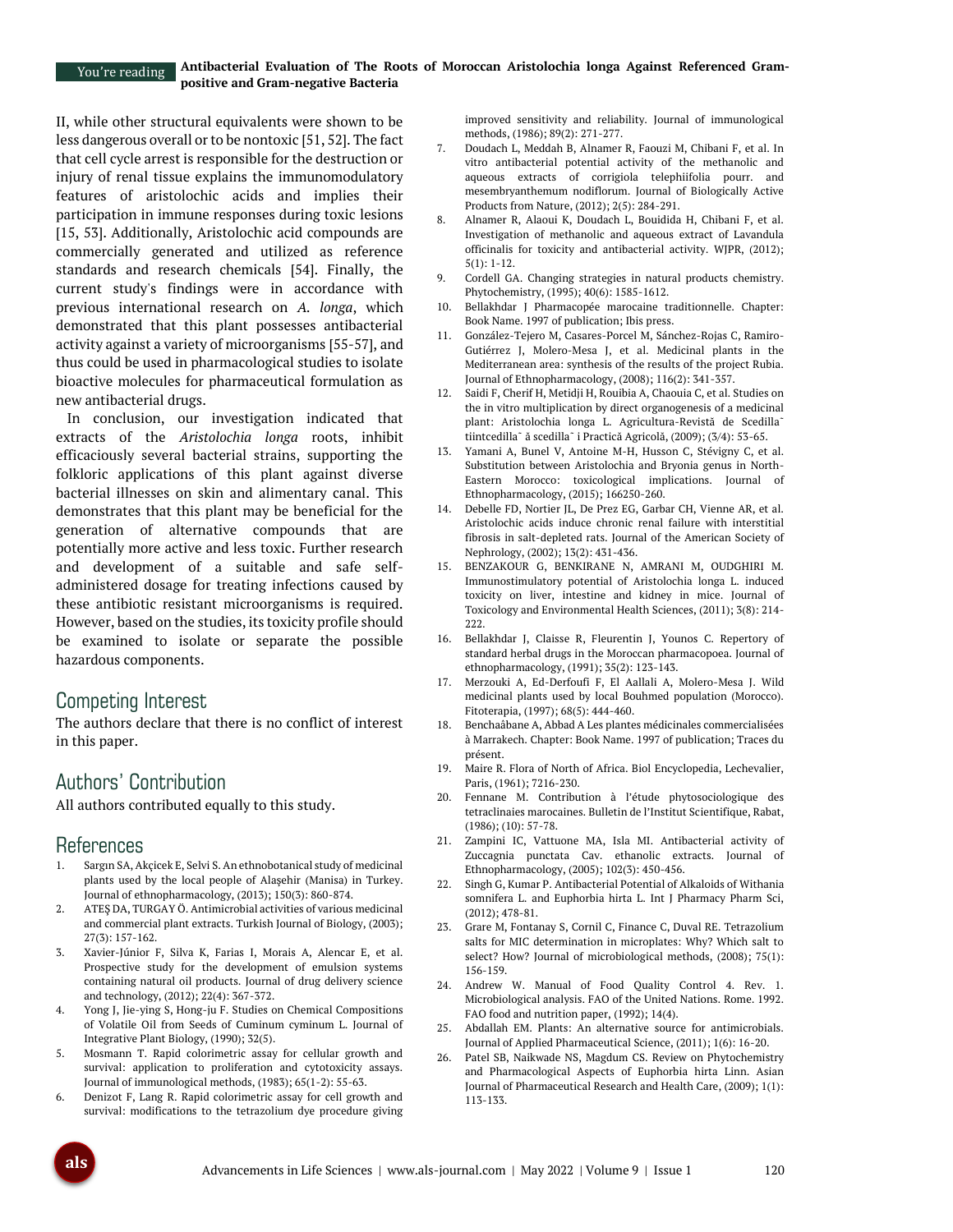II, while other structural equivalents were shown to be less dangerous overall or to be nontoxic [51, 52]. The fact that cell cycle arrest is responsible for the destruction or injury of renal tissue explains the immunomodulatory features of aristolochic acids and implies their participation in immune responses during toxic lesions [15, 53]. Additionally, Aristolochic acid compounds are commercially generated and utilized as reference standards and research chemicals [54]. Finally, the current study's findings were in accordance with previous international research on *A. longa*, which demonstrated that this plant possesses antibacterial activity against a variety of microorganisms [55-57], and thus could be used in pharmacological studies to isolate bioactive molecules for pharmaceutical formulation as new antibacterial drugs.

In conclusion, our investigation indicated that extracts of the *Aristolochia longa* roots, inhibit efficaciously several bacterial strains, supporting the folkloric applications of this plant against diverse bacterial illnesses on skin and alimentary canal. This demonstrates that this plant may be beneficial for the generation of alternative compounds that are potentially more active and less toxic. Further research and development of a suitable and safe self-administered dosage for treating infections caused by these antibiotic resistant microorganisms is required. However, based on the studies, its toxicity profile should be examined to isolate or separate the possible hazardous components.

## Competing Interest

The authors declare that there is no conflict of interest in this paper.

## Authors' Contribution

All authors contributed equally to this study.

## References

1. Sargın SA, Akçicek E, Selvi S. An ethnobotanical study of medicinal plants used by the local people of Alaşehir (Manisa) in Turkey. Journal of ethnopharmacology, (2013); 150(3): 860-874.
2. ATEŞ DA, TURGAY Ö. Antimicrobial activities of various medicinal and commercial plant extracts. Turkish Journal of Biology, (2003); 27(3): 157-162.
3. Xavier-Júnior F, Silva K, Farias I, Morais A, Alencar E, et al. Prospective study for the development of emulsion systems containing natural oil products. Journal of drug delivery science and technology, (2012); 22(4): 367-372.
4. Yong J, Jie-ying S, Hong-ju F. Studies on Chemical Compositions of Volatile Oil from Seeds of Cuminum cyminum L. Journal of Integrative Plant Biology, (1990); 32(5).
5. Mosmann T. Rapid colorimetric assay for cellular growth and survival: application to proliferation and cytotoxicity assays. Journal of immunological methods, (1983); 65(1-2): 55-63.
6. Denizot F, Lang R. Rapid colorimetric assay for cell growth and survival: modifications to the tetrazolium dye procedure giving improved sensitivity and reliability. Journal of immunological methods, (1986); 89(2): 271-277.
7. Doudach L, Meddah B, Alnamer R, Faouzi M, Chibani F, et al. In vitro antibacterial potential activity of the methanolic and aqueous extracts of corrigiola telephiifolia pourr. and mesembryanthemum nodiflorum. Journal of Biologically Active Products from Nature, (2012); 2(5): 284-291.
8. Alnamer R, Alaoui K, Doudach L, Bouidida H, Chibani F, et al. Investigation of methanolic and aqueous extract of Lavandula officinalis for toxicity and antibacterial activity. WJPR, (2012); 5(1): 1-12.
9. Cordell GA. Changing strategies in natural products chemistry. Phytochemistry, (1995); 40(6): 1585-1612.
10. Bellakhdar J Pharmacopée marocaine traditionnelle. Chapter: Book Name. 1997 of publication; Ibis press.
11. González-Tejero M, Casares-Porcel M, Sánchez-Rojas C, Ramiro-Gutiérrez J, Molero-Mesa J, et al. Medicinal plants in the Mediterranean area: synthesis of the results of the project Rubia. Journal of Ethnopharmacology, (2008); 116(2): 341-357.
12. Saidi F, Cherif H, Metidji H, Rouibia A, Chaouia C, et al. Studies on the in vitro multiplication by direct organogenesis of a medicinal plant: Aristolochia longa L. Agricultura-Revistă de Scedillaˉ tiintcedillaˉ ă scedillaˉ i Practică Agricolă, (2009); (3/4): 53-65.
13. Yamani A, Bunel V, Antoine M-H, Husson C, Stévigny C, et al. Substitution between Aristolochia and Bryonia genus in North-Eastern Morocco: toxicological implications. Journal of Ethnopharmacology, (2015); 166250-260.
14. Debelle FD, Nortier JL, De Prez EG, Garbar CH, Vienne AR, et al. Aristolochic acids induce chronic renal failure with interstitial fibrosis in salt-depleted rats. Journal of the American Society of Nephrology, (2002); 13(2): 431-436.
15. BENZAKOUR G, BENKIRANE N, AMRANI M, OUDGHIRI M. Immunostimulatory potential of Aristolochia longa L. induced toxicity on liver, intestine and kidney in mice. Journal of Toxicology and Environmental Health Sciences, (2011); 3(8): 214-222.
16. Bellakhdar J, Claisse R, Fleurentin J, Younos C. Repertory of standard herbal drugs in the Moroccan pharmacopoea. Journal of ethnopharmacology, (1991); 35(2): 123-143.
17. Merzouki A, Ed-Derfoufi F, El Aallali A, Molero-Mesa J. Wild medicinal plants used by local Bouhmed population (Morocco). Fitoterapia, (1997); 68(5): 444-460.
18. Benchaâbane A, Abbad A Les plantes médicinales commercialisées à Marrakech. Chapter: Book Name. 1997 of publication; Traces du présent.
19. Maire R. Flora of North of Africa. Biol Encyclopedia, Lechevalier, Paris, (1961); 7216-230.
20. Fennane M. Contribution à l'étude phytosociologique des tetraclinaies marocaines. Bulletin de l'Institut Scientifique, Rabat, (1986); (10): 57-78.
21. Zampini IC, Vattuone MA, Isla MI. Antibacterial activity of Zuccagnia punctata Cav. ethanolic extracts. Journal of Ethnopharmacology, (2005); 102(3): 450-456.
22. Singh G, Kumar P. Antibacterial Potential of Alkaloids of Withania somnifera L. and Euphorbia hirta L. Int J Pharmacy Pharm Sci, (2012); 478-81.
23. Grare M, Fontanay S, Cornil C, Finance C, Duval RE. Tetrazolium salts for MIC determination in microplates: Why? Which salt to select? How? Journal of microbiological methods, (2008); 75(1): 156-159.
24. Andrew W. Manual of Food Quality Control 4. Rev. 1. Microbiological analysis. FAO of the United Nations. Rome. 1992. FAO food and nutrition paper, (1992); 14(4).
25. Abdallah EM. Plants: An alternative source for antimicrobials. Journal of Applied Pharmaceutical Science, (2011); 1(6): 16-20.
26. Patel SB, Naikwade NS, Magdum CS. Review on Phytochemistry and Pharmacological Aspects of Euphorbia hirta Linn. Asian Journal of Pharmaceutical Research and Health Care, (2009); 1(1): 113-133.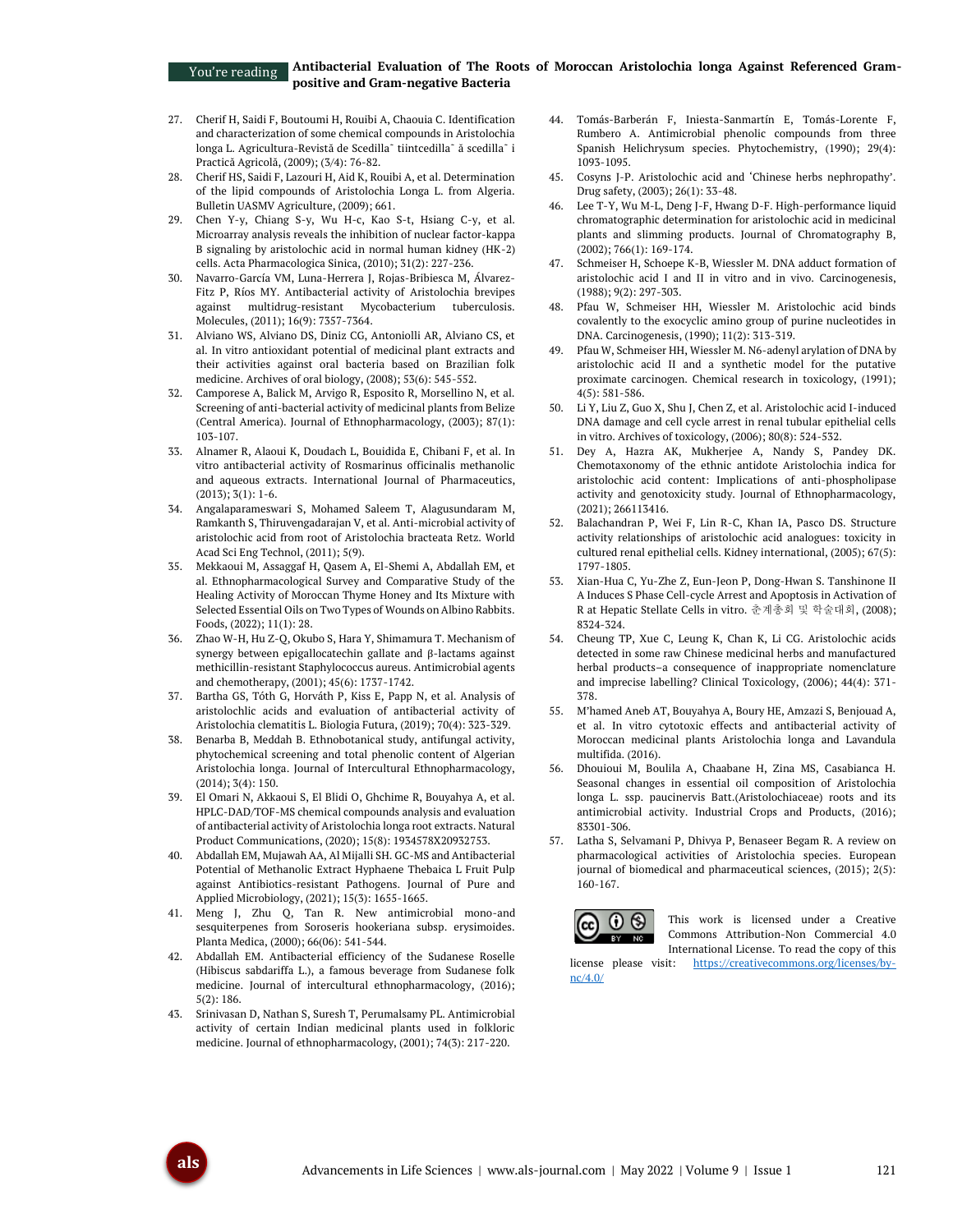27. Cherif H, Saidi F, Boutoumi H, Rouibi A, Chaouia C. Identification and characterization of some chemical compounds in Aristolochia longa L. Agricultura-Revistă de Scedillaˉ tiintcedillaˉ ă scedillaˉ i Practică Agricolă, (2009); (3/4): 76-82.
28. Cherif HS, Saidi F, Lazouri H, Aid K, Rouibi A, et al. Determination of the lipid compounds of Aristolochia Longa L. from Algeria. Bulletin UASMV Agriculture, (2009); 661.
29. Chen Y-y, Chiang S-y, Wu H-c, Kao S-t, Hsiang C-y, et al. Microarray analysis reveals the inhibition of nuclear factor-kappa B signaling by aristolochic acid in normal human kidney (HK-2) cells. Acta Pharmacologica Sinica, (2010); 31(2): 227-236.
30. Navarro-García VM, Luna-Herrera J, Rojas-Bribiesca M, Álvarez-Fitz P, Ríos MY. Antibacterial activity of Aristolochia brevipes against multidrug-resistant Mycobacterium tuberculosis. Molecules, (2011); 16(9): 7357-7364.
31. Alviano WS, Alviano DS, Diniz CG, Antoniolli AR, Alviano CS, et al. In vitro antioxidant potential of medicinal plant extracts and their activities against oral bacteria based on Brazilian folk medicine. Archives of oral biology, (2008); 53(6): 545-552.
32. Camporese A, Balick M, Arvigo R, Esposito R, Morsellino N, et al. Screening of anti-bacterial activity of medicinal plants from Belize (Central America). Journal of Ethnopharmacology, (2003); 87(1): 103-107.
33. Alnamer R, Alaoui K, Doudach L, Bouidida E, Chibani F, et al. In vitro antibacterial activity of Rosmarinus officinalis methanolic and aqueous extracts. International Journal of Pharmaceutics, (2013); 3(1): 1-6.
34. Angalaparameswari S, Mohamed Saleem T, Alagusundaram M, Ramkanth S, Thiruvengadarajan V, et al. Anti-microbial activity of aristolochic acid from root of Aristolochia bracteata Retz. World Acad Sci Eng Technol, (2011); 5(9).
35. Mekkaoui M, Assaggaf H, Qasem A, El-Shemi A, Abdallah EM, et al. Ethnopharmacological Survey and Comparative Study of the Healing Activity of Moroccan Thyme Honey and Its Mixture with Selected Essential Oils on Two Types of Wounds on Albino Rabbits. Foods, (2022); 11(1): 28.
36. Zhao W-H, Hu Z-Q, Okubo S, Hara Y, Shimamura T. Mechanism of synergy between epigallocatechin gallate and β-lactams against methicillin-resistant Staphylococcus aureus. Antimicrobial agents and chemotherapy, (2001); 45(6): 1737-1742.
37. Bartha GS, Tóth G, Horváth P, Kiss E, Papp N, et al. Analysis of aristolochlic acids and evaluation of antibacterial activity of Aristolochia clematitis L. Biologia Futura, (2019); 70(4): 323-329.
38. Benarba B, Meddah B. Ethnobotanical study, antifungal activity, phytochemical screening and total phenolic content of Algerian Aristolochia longa. Journal of Intercultural Ethnopharmacology, (2014); 3(4): 150.
39. El Omari N, Akkaoui S, El Blidi O, Ghchime R, Bouyahya A, et al. HPLC-DAD/TOF-MS chemical compounds analysis and evaluation of antibacterial activity of Aristolochia longa root extracts. Natural Product Communications, (2020); 15(8): 1934578X20932753.
40. Abdallah EM, Mujawah AA, Al Mijalli SH. GC-MS and Antibacterial Potential of Methanolic Extract Hyphaene Thebaica L Fruit Pulp against Antibiotics-resistant Pathogens. Journal of Pure and Applied Microbiology, (2021); 15(3): 1655-1665.
41. Meng J, Zhu Q, Tan R. New antimicrobial mono-and sesquiterpenes from Soroseris hookeriana subsp. erysimoides. Planta Medica, (2000); 66(06): 541-544.
42. Abdallah EM. Antibacterial efficiency of the Sudanese Roselle (Hibiscus sabdariffa L.), a famous beverage from Sudanese folk medicine. Journal of intercultural ethnopharmacology, (2016); 5(2): 186.
43. Srinivasan D, Nathan S, Suresh T, Perumalsamy PL. Antimicrobial activity of certain Indian medicinal plants used in folkloric medicine. Journal of ethnopharmacology, (2001); 74(3): 217-220.
44. Tomás-Barberán F, Iniesta-Sanmartín E, Tomás-Lorente F, Rumbero A. Antimicrobial phenolic compounds from three Spanish Helichrysum species. Phytochemistry, (1990); 29(4): 1093-1095.
45. Cosyns J-P. Aristolochic acid and 'Chinese herbs nephropathy'. Drug safety, (2003); 26(1): 33-48.
46. Lee T-Y, Wu M-L, Deng J-F, Hwang D-F. High-performance liquid chromatographic determination for aristolochic acid in medicinal plants and slimming products. Journal of Chromatography B, (2002); 766(1): 169-174.
47. Schmeiser H, Schoepe K-B, Wiessler M. DNA adduct formation of aristolochic acid I and II in vitro and in vivo. Carcinogenesis, (1988); 9(2): 297-303.
48. Pfau W, Schmeiser HH, Wiessler M. Aristolochic acid binds covalently to the exocyclic amino group of purine nucleotides in DNA. Carcinogenesis, (1990); 11(2): 313-319.
49. Pfau W, Schmeiser HH, Wiessler M. N6-adenyl arylation of DNA by aristolochic acid II and a synthetic model for the putative proximate carcinogen. Chemical research in toxicology, (1991); 4(5): 581-586.
50. Li Y, Liu Z, Guo X, Shu J, Chen Z, et al. Aristolochic acid I-induced DNA damage and cell cycle arrest in renal tubular epithelial cells in vitro. Archives of toxicology, (2006); 80(8): 524-532.
51. Dey A, Hazra AK, Mukherjee A, Nandy S, Pandey DK. Chemotaxonomy of the ethnic antidote Aristolochia indica for aristolochic acid content: Implications of anti-phospholipase activity and genotoxicity study. Journal of Ethnopharmacology, (2021); 266113416.
52. Balachandran P, Wei F, Lin R-C, Khan IA, Pasco DS. Structure activity relationships of aristolochic acid analogues: toxicity in cultured renal epithelial cells. Kidney international, (2005); 67(5): 1797-1805.
53. Xian-Hua C, Yu-Zhe Z, Eun-Jeon P, Dong-Hwan S. Tanshinone II A Induces S Phase Cell-cycle Arrest and Apoptosis in Activation of R at Hepatic Stellate Cells in vitro. 춘계총회 및 학술대회, (2008); 8324-324.
54. Cheung TP, Xue C, Leung K, Chan K, Li CG. Aristolochic acids detected in some raw Chinese medicinal herbs and manufactured herbal products–a consequence of inappropriate nomenclature and imprecise labelling? Clinical Toxicology, (2006); 44(4): 371-378.
55. M'hamed Aneb AT, Bouyahya A, Boury HE, Amzazi S, Benjouad A, et al. In vitro cytotoxic effects and antibacterial activity of Moroccan medicinal plants Aristolochia longa and Lavandula multifida. (2016).
56. Dhouioui M, Boulila A, Chaabane H, Zina MS, Casabianca H. Seasonal changes in essential oil composition of Aristolochia longa L. ssp. paucinervis Batt.(Aristolochiaceae) roots and its antimicrobial activity. Industrial Crops and Products, (2016); 83301-306.
57. Latha S, Selvamani P, Dhivya P, Benaseer Begam R. A review on pharmacological activities of Aristolochia species. European journal of biomedical and pharmaceutical sciences, (2015); 2(5): 160-167.

This work is licensed under a Creative Commons Attribution-Non Commercial 4.0 International License. To read the copy of this license please visit: https://creativecommons.org/licenses/by-nc/4.0/